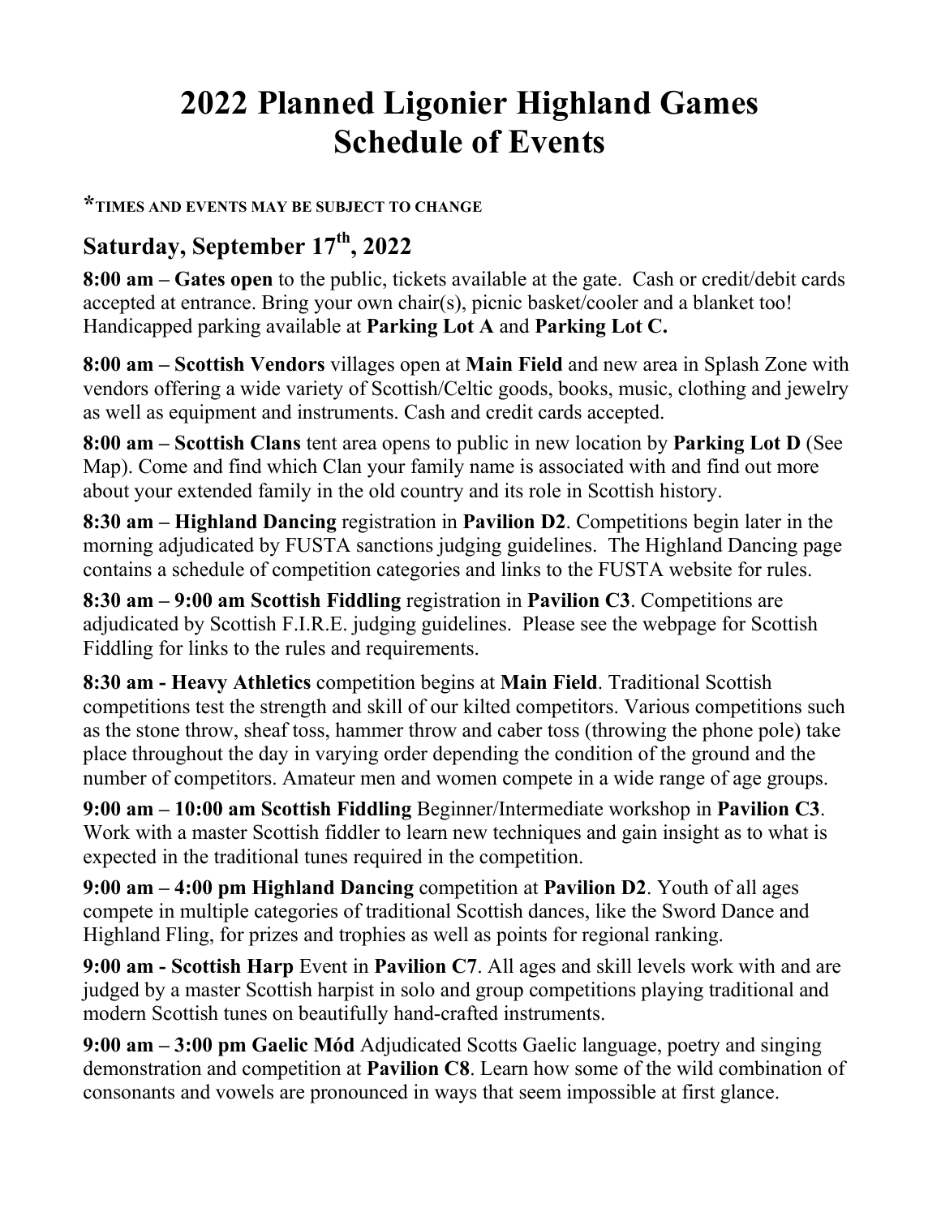# 2022 Planned Ligonier Highland Games Schedule of Events

**\*TIMES AND EVENTS MAY BE SUBJECT TO CHANGE**

## Saturday, September 17th, 2022

**8:00 am – Gates open** to the public, tickets available at the gate. Cash or credit/debit cards accepted at entrance. Bring your own chair(s), picnic basket/cooler and a blanket too! Handicapped parking available at **Parking Lot A** and **Parking Lot C.**

**8:00 am – Scottish Vendors** villages open at **Main Field** and new area in Splash Zone with vendors offering a wide variety of Scottish/Celtic goods, books, music, clothing and jewelry as well as equipment and instruments. Cash and credit cards accepted.

**8:00 am – Scottish Clans** tent area opens to public in new location by **Parking Lot D** (See Map). Come and find which Clan your family name is associated with and find out more about your extended family in the old country and its role in Scottish history.

**8:30 am – Highland Dancing** registration in **Pavilion D2**. Competitions begin later in the morning adjudicated by FUSTA sanctions judging guidelines. The Highland Dancing page contains a schedule of competition categories and links to the FUSTA website for rules.

**8:30 am – 9:00 am Scottish Fiddling** registration in **Pavilion C3**. Competitions are adjudicated by Scottish F.I.R.E. judging guidelines. Please see the webpage for Scottish Fiddling for links to the rules and requirements.

**8:30 am - Heavy Athletics** competition begins at **Main Field**. Traditional Scottish competitions test the strength and skill of our kilted competitors. Various competitions such as the stone throw, sheaf toss, hammer throw and caber toss (throwing the phone pole) take place throughout the day in varying order depending the condition of the ground and the number of competitors. Amateur men and women compete in a wide range of age groups.

**9:00 am – 10:00 am Scottish Fiddling** Beginner/Intermediate workshop in **Pavilion C3**. Work with a master Scottish fiddler to learn new techniques and gain insight as to what is expected in the traditional tunes required in the competition.

**9:00 am – 4:00 pm Highland Dancing** competition at **Pavilion D2**. Youth of all ages compete in multiple categories of traditional Scottish dances, like the Sword Dance and Highland Fling, for prizes and trophies as well as points for regional ranking.

**9:00 am - Scottish Harp** Event in **Pavilion C7**. All ages and skill levels work with and are judged by a master Scottish harpist in solo and group competitions playing traditional and modern Scottish tunes on beautifully hand-crafted instruments.

**9:00 am – 3:00 pm Gaelic Mód** Adjudicated Scotts Gaelic language, poetry and singing demonstration and competition at **Pavilion C8**. Learn how some of the wild combination of consonants and vowels are pronounced in ways that seem impossible at first glance.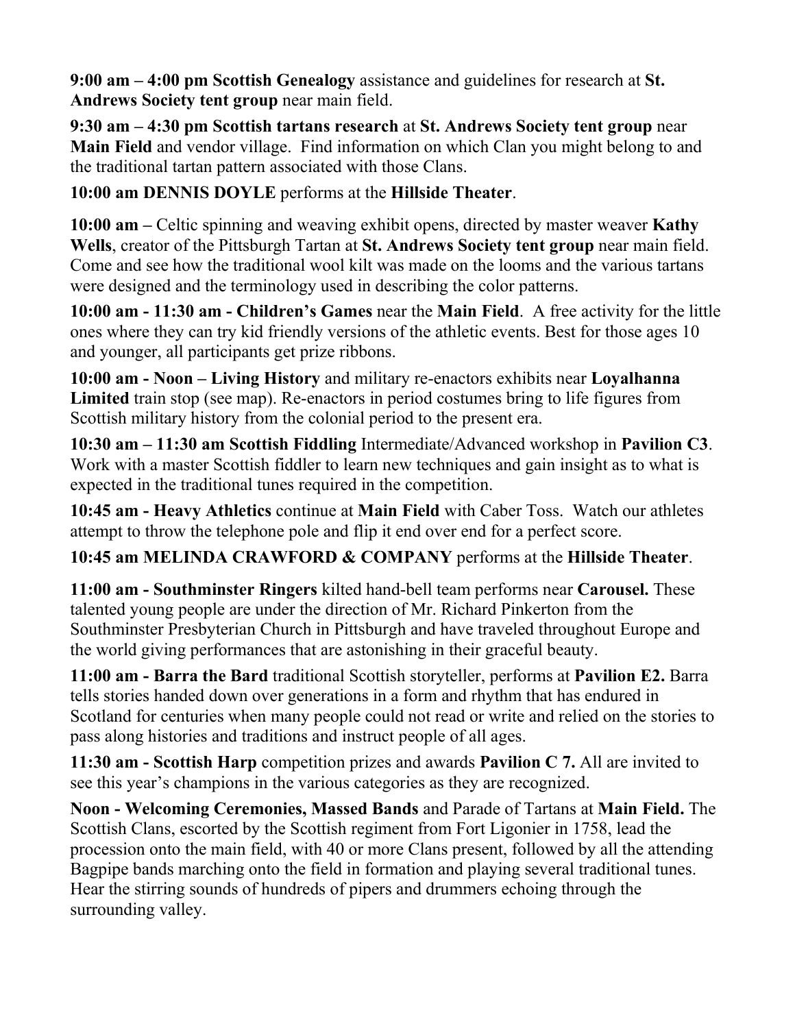**9:00 am – 4:00 pm Scottish Genealogy** assistance and guidelines for research at **St. Andrews Society tent group** near main field.

**9:30 am – 4:30 pm Scottish tartans research** at **St. Andrews Society tent group** near **Main Field** and vendor village. Find information on which Clan you might belong to and the traditional tartan pattern associated with those Clans.

**10:00 am DENNIS DOYLE** performs at the **Hillside Theater**.

**10:00 am –** Celtic spinning and weaving exhibit opens, directed by master weaver **Kathy Wells**, creator of the Pittsburgh Tartan at **St. Andrews Society tent group** near main field. Come and see how the traditional wool kilt was made on the looms and the various tartans were designed and the terminology used in describing the color patterns.

**10:00 am - 11:30 am - Children's Games** near the **Main Field**. A free activity for the little ones where they can try kid friendly versions of the athletic events. Best for those ages 10 and younger, all participants get prize ribbons.

**10:00 am - Noon – Living History** and military re-enactors exhibits near **Loyalhanna Limited** train stop (see map). Re-enactors in period costumes bring to life figures from Scottish military history from the colonial period to the present era.

**10:30 am – 11:30 am Scottish Fiddling** Intermediate/Advanced workshop in **Pavilion C3**. Work with a master Scottish fiddler to learn new techniques and gain insight as to what is expected in the traditional tunes required in the competition.

**10:45 am - Heavy Athletics** continue at **Main Field** with Caber Toss. Watch our athletes attempt to throw the telephone pole and flip it end over end for a perfect score.

**10:45 am MELINDA CRAWFORD & COMPANY** performs at the **Hillside Theater**.

**11:00 am - Southminster Ringers** kilted hand-bell team performs near **Carousel.** These talented young people are under the direction of Mr. Richard Pinkerton from the Southminster Presbyterian Church in Pittsburgh and have traveled throughout Europe and the world giving performances that are astonishing in their graceful beauty.

**11:00 am - Barra the Bard** traditional Scottish storyteller, performs at **Pavilion E2.** Barra tells stories handed down over generations in a form and rhythm that has endured in Scotland for centuries when many people could not read or write and relied on the stories to pass along histories and traditions and instruct people of all ages.

**11:30 am - Scottish Harp** competition prizes and awards **Pavilion C 7.** All are invited to see this year's champions in the various categories as they are recognized.

**Noon - Welcoming Ceremonies, Massed Bands** and Parade of Tartans at **Main Field.** The Scottish Clans, escorted by the Scottish regiment from Fort Ligonier in 1758, lead the procession onto the main field, with 40 or more Clans present, followed by all the attending Bagpipe bands marching onto the field in formation and playing several traditional tunes. Hear the stirring sounds of hundreds of pipers and drummers echoing through the surrounding valley.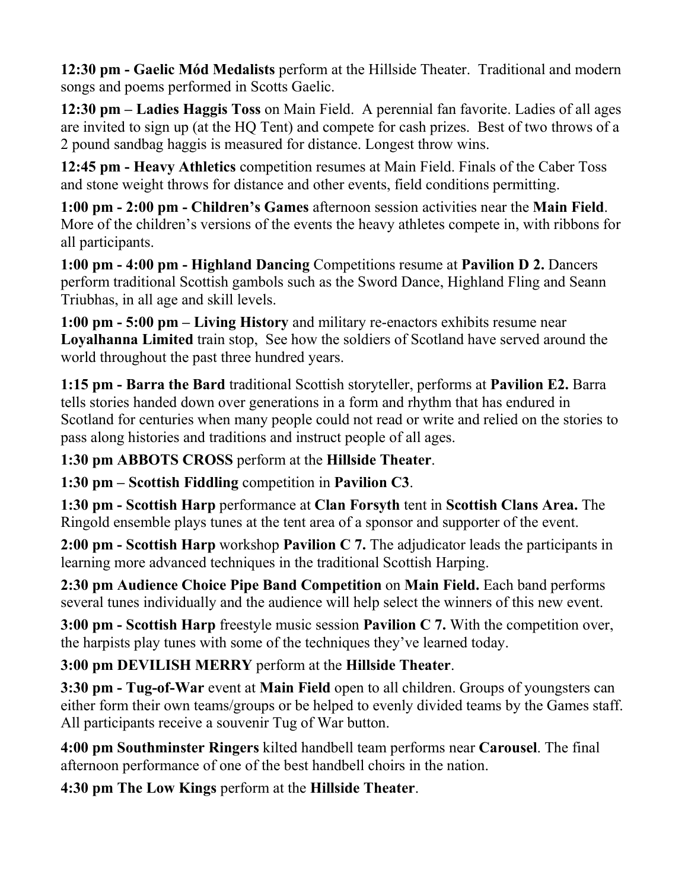**12:30 pm - Gaelic Mód Medalists** perform at the Hillside Theater. Traditional and modern songs and poems performed in Scotts Gaelic.

**12:30 pm – Ladies Haggis Toss** on Main Field. A perennial fan favorite. Ladies of all ages are invited to sign up (at the HQ Tent) and compete for cash prizes. Best of two throws of a 2 pound sandbag haggis is measured for distance. Longest throw wins.

**12:45 pm - Heavy Athletics** competition resumes at Main Field. Finals of the Caber Toss and stone weight throws for distance and other events, field conditions permitting.

**1:00 pm - 2:00 pm - Children's Games** afternoon session activities near the **Main Field**. More of the children's versions of the events the heavy athletes compete in, with ribbons for all participants.

**1:00 pm - 4:00 pm - Highland Dancing** Competitions resume at **Pavilion D 2.** Dancers perform traditional Scottish gambols such as the Sword Dance, Highland Fling and Seann Triubhas, in all age and skill levels.

**1:00 pm - 5:00 pm – Living History** and military re-enactors exhibits resume near **Loyalhanna Limited** train stop, See how the soldiers of Scotland have served around the world throughout the past three hundred years.

**1:15 pm - Barra the Bard** traditional Scottish storyteller, performs at **Pavilion E2.** Barra tells stories handed down over generations in a form and rhythm that has endured in Scotland for centuries when many people could not read or write and relied on the stories to pass along histories and traditions and instruct people of all ages.

**1:30 pm ABBOTS CROSS** perform at the **Hillside Theater**.

**1:30 pm – Scottish Fiddling** competition in **Pavilion C3**.

**1:30 pm - Scottish Harp** performance at **Clan Forsyth** tent in **Scottish Clans Area.** The Ringold ensemble plays tunes at the tent area of a sponsor and supporter of the event.

**2:00 pm - Scottish Harp** workshop **Pavilion C 7.** The adjudicator leads the participants in learning more advanced techniques in the traditional Scottish Harping.

**2:30 pm Audience Choice Pipe Band Competition** on **Main Field.** Each band performs several tunes individually and the audience will help select the winners of this new event.

**3:00 pm - Scottish Harp** freestyle music session **Pavilion C 7.** With the competition over, the harpists play tunes with some of the techniques they've learned today.

**3:00 pm DEVILISH MERRY** perform at the **Hillside Theater**.

**3:30 pm - Tug-of-War** event at **Main Field** open to all children. Groups of youngsters can either form their own teams/groups or be helped to evenly divided teams by the Games staff. All participants receive a souvenir Tug of War button.

**4:00 pm Southminster Ringers** kilted handbell team performs near **Carousel**. The final afternoon performance of one of the best handbell choirs in the nation.

**4:30 pm The Low Kings** perform at the **Hillside Theater**.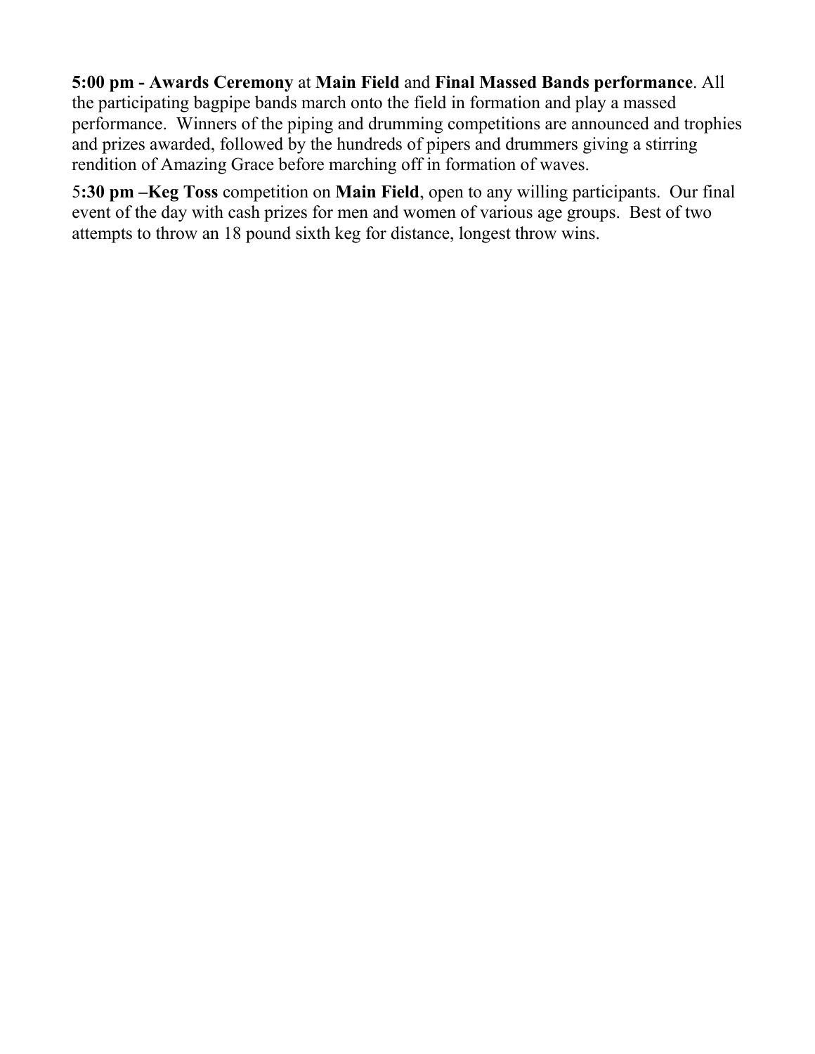**5:00 pm - Awards Ceremony** at **Main Field** and **Final Massed Bands performance**. All the participating bagpipe bands march onto the field in formation and play a massed performance. Winners of the piping and drumming competitions are announced and trophies and prizes awarded, followed by the hundreds of pipers and drummers giving a stirring rendition of Amazing Grace before marching off in formation of waves.

5**:30 pm –Keg Toss** competition on **Main Field**, open to any willing participants. Our final event of the day with cash prizes for men and women of various age groups. Best of two attempts to throw an 18 pound sixth keg for distance, longest throw wins.